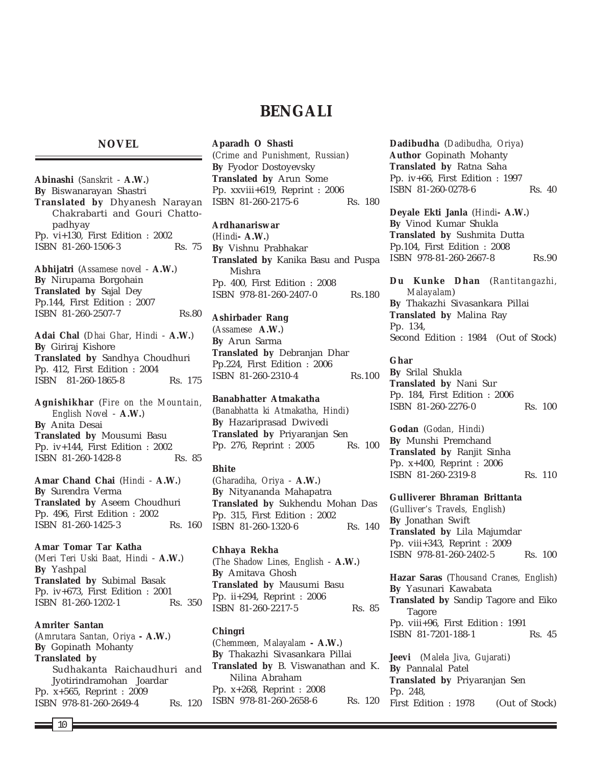# BENGALI

## NOVEL

**Abinashi** (*Sanskrit* - **A.W.**)
**By** Biswanarayan Shastri
**Translated by** Dhyanesh Narayan Chakrabarti and Gouri Chattopadhyay
Pp. vi+130, First Edition : 2002
ISBN 81-260-1506-3 Rs. 75

**Abhijatri** (*Assamese novel* - **A.W.**)
**By** Nirupama Borgohain
**Translated by** Sajal Dey
Pp.144, First Edition : 2007
ISBN 81-260-2507-7 Rs.80

**Adai Chal** (*Dhai Ghar, Hindi* - **A.W.**)
**By** Giriraj Kishore
**Translated by** Sandhya Choudhuri
Pp. 412, First Edition : 2004
ISBN 81-260-1865-8 Rs. 175

**Agnishikhar** (*Fire on the Mountain, English Novel* - **A.W.**)
**By** Anita Desai
**Translated by** Mousumi Basu
Pp. iv+144, First Edition : 2002
ISBN 81-260-1428-8 Rs. 85

**Amar Chand Chai** (*Hindi* - **A.W.**)
**By** Surendra Verma
**Translated by** Aseem Choudhuri
Pp. 496, First Edition : 2002
ISBN 81-260-1425-3 Rs. 160

**Amar Tomar Tar Katha**
(*Meri Teri Uski Baat, Hindi* - **A.W.**)
**By** Yashpal
**Translated by** Subimal Basak
Pp. iv+673, First Edition : 2001
ISBN 81-260-1202-1 Rs. 350

**Amriter Santan**
(*Amrutara Santan, Oriya* **- A.W.**)
**By** Gopinath Mohanty
**Translated by**
Sudhakanta Raichaudhuri and Jyotirindramohan Joardar
Pp. x+565, Reprint : 2009
ISBN 978-81-260-2649-4 Rs. 120

**Aparadh O Shasti**
(*Crime and Punishment, Russian*)
**By** Fyodor Dostoyevsky
**Translated by** Arun Some
Pp. xxviii+619, Reprint : 2006
ISBN 81-260-2175-6 Rs. 180

**Ardhanariswar**
(*Hindi* **- A.W.**)
**By** Vishnu Prabhakar
**Translated by** Kanika Basu and Puspa Mishra
Pp. 400, First Edition : 2008
ISBN 978-81-260-2407-0 Rs.180

**Ashirbader Rang**
(*Assamese* **A.W.**)
**By** Arun Sarma
**Translated by** Debranjan Dhar
Pp.224, First Edition : 2006
ISBN 81-260-2310-4 Rs.100

**Banabhatter Atmakatha**
(*Banabhatta ki Atmakatha, Hindi*)
**By** Hazariprasad Dwivedi
**Translated by** Priyaranjan Sen
Pp. 276, Reprint : 2005 Rs. 100

**Bhite**
(*Gharadiha, Oriya* - **A.W.**)
**By** Nityananda Mahapatra
**Translated by** Sukhendu Mohan Das
Pp. 315, First Edition : 2002
ISBN 81-260-1320-6 Rs. 140

**Chhaya Rekha**
(*The Shadow Lines, English* - **A.W.**)
**By** Amitava Ghosh
**Translated by** Mausumi Basu
Pp. ii+294, Reprint : 2006
ISBN 81-260-2217-5 Rs. 85

**Chingri**
(*Chemmeen, Malayalam* **- A.W.**)
**By** Thakazhi Sivasankara Pillai
**Translated by** B. Viswanathan and K. Nilina Abraham
Pp. x+268, Reprint : 2008
ISBN 978-81-260-2658-6 Rs. 120

**Dadibudha** (*Dadibudha, Oriya*)
**Author** Gopinath Mohanty
**Translated by** Ratna Saha
Pp. iv+66, First Edition : 1997
ISBN 81-260-0278-6 Rs. 40

**Deyale Ekti Janla** (*Hindi* **- A.W.**)
**By** Vinod Kumar Shukla
**Translated by** Sushmita Dutta
Pp.104, First Edition : 2008
ISBN 978-81-260-2667-8 Rs.90

**Du Kunke Dhan** (*Rantitangazhi, Malayalam*)
**By** Thakazhi Sivasankara Pillai
**Translated by** Malina Ray
Pp. 134,
Second Edition : 1984 (Out of Stock)

**Ghar**
**By** Srilal Shukla
**Translated by** Nani Sur
Pp. 184, First Edition : 2006
ISBN 81-260-2276-0 Rs. 100

**Godan** (*Godan, Hindi*)
**By** Munshi Premchand
**Translated by** Ranjit Sinha
Pp. x+400, Reprint : 2006
ISBN 81-260-2319-8 Rs. 110

**Gulliverer Bhraman Brittanta**
(*Gulliver's Travels, English*)
**By** Jonathan Swift
**Translated by** Lila Majumdar
Pp. viii+343, Reprint : 2009
ISBN 978-81-260-2402-5 Rs. 100

**Hazar Saras** (*Thousand Cranes, English*)
**By** Yasunari Kawabata
**Translated by** Sandip Tagore and Eiko Tagore
Pp. viii+96, First Edition : 1991
ISBN 81-7201-188-1 Rs. 45

**Jeevi** (*Malela Jiva, Gujarati*)
**By** Pannalal Patel
**Translated by** Priyaranjan Sen
Pp. 248,
First Edition : 1978 (Out of Stock)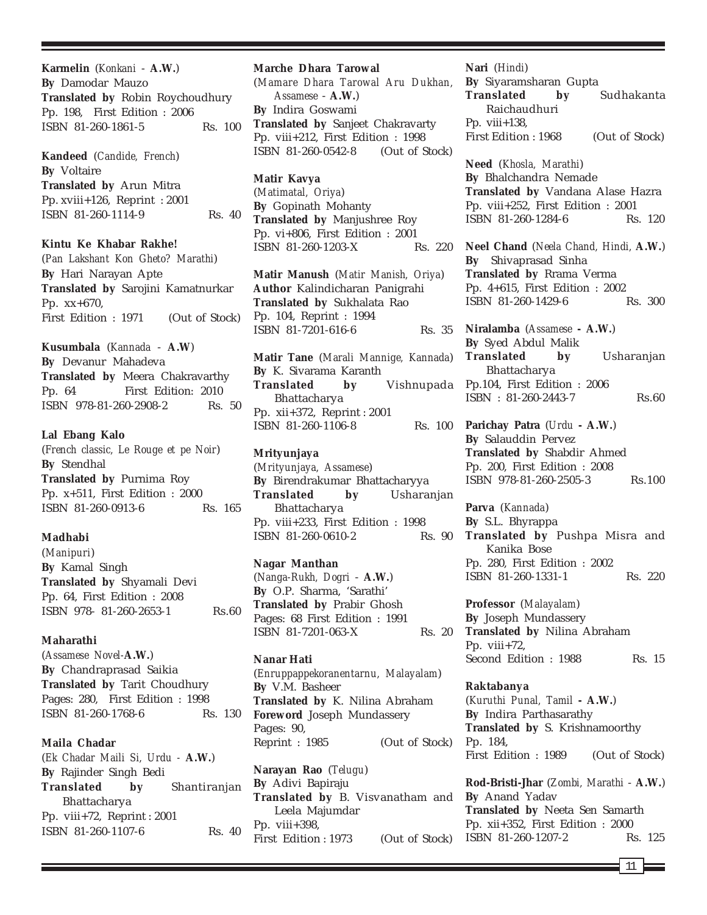**Karmelin** (*Konkani -* **A.W.**)
**By** Damodar Mauzo
**Translated by** Robin Roychoudhury
Pp. 198, First Edition : 2006
ISBN 81-260-1861-5 Rs. 100

**Kandeed** (*Candide, French*)
**By** Voltaire
**Translated by** Arun Mitra
Pp. xviii+126, Reprint : 2001
ISBN 81-260-1114-9 Rs. 40

**Kintu Ke Khabar Rakhe!**
(*Pan Lakshant Kon Gheto? Marathi*)
**By** Hari Narayan Apte
**Translated by** Sarojini Kamatnurkar
Pp. xx+670,
First Edition : 1971 (Out of Stock)

**Kusumbala** (*Kannada -* **A.W**)
**By** Devanur Mahadeva
**Translated by** Meera Chakravarthy
Pp. 64 First Edition: 2010
ISBN 978-81-260-2908-2 Rs. 50

**Lal Ebang Kalo**
(*French classic, Le Rouge et pe Noir*)
**By** Stendhal
**Translated by** Purnima Roy
Pp. x+511, First Edition : 2000
ISBN 81-260-0913-6 Rs. 165

**Madhabi**
(*Manipuri*)
**By** Kamal Singh
**Translated by** Shyamali Devi
Pp. 64, First Edition : 2008
ISBN 978- 81-260-2653-1 Rs.60

**Maharathi**
(*Assamese Novel-***A.W.**)
**By** Chandraprasad Saikia
**Translated by** Tarit Choudhury
Pages: 280, First Edition : 1998
ISBN 81-260-1768-6 Rs. 130

**Maila Chadar**
(*Ek Chadar Maili Si, Urdu -* **A.W.**)
**By** Rajinder Singh Bedi
**Translated by** Shantiranjan Bhattacharya
Pp. viii+72, Reprint : 2001
ISBN 81-260-1107-6 Rs. 40

**Marche Dhara Tarowal**
(*Mamare Dhara Tarowal Aru Dukhan, Assamese -* **A.W.**)
**By** Indira Goswami
**Translated by** Sanjeet Chakravarty
Pp. viii+212, First Edition : 1998
ISBN 81-260-0542-8 (Out of Stock)

**Matir Kavya**
(*Matimatal, Oriya*)
**By** Gopinath Mohanty
**Translated by** Manjushree Roy
Pp. vi+806, First Edition : 2001
ISBN 81-260-1203-X Rs. 220

**Matir Manush** (*Matir Manish, Oriya*)
**Author** Kalindicharan Panigrahi
**Translated by** Sukhalata Rao
Pp. 104, Reprint : 1994
ISBN 81-7201-616-6 Rs. 35

**Matir Tane** (*Marali Mannige, Kannada*)
**By** K. Sivarama Karanth
**Translated by** Vishnupada Bhattacharya
Pp. xii+372, Reprint : 2001
ISBN 81-260-1106-8 Rs. 100

**Mrityunjaya**
(*Mrityunjaya, Assamese*)
**By** Birendrakumar Bhattacharyya
**Translated by** Usharanjan Bhattacharya
Pp. viii+233, First Edition : 1998
ISBN 81-260-0610-2 Rs. 90

**Nagar Manthan**
(*Nanga-Rukh, Dogri -* **A.W.**)
**By** O.P. Sharma, 'Sarathi'
**Translated by** Prabir Ghosh
Pages: 68 First Edition : 1991
ISBN 81-7201-063-X Rs. 20

**Nanar Hati**
(*Enruppappekoranentarnu, Malayalam*)
**By** V.M. Basheer
**Translated by** K. Nilina Abraham
**Foreword** Joseph Mundassery
Pages: 90,
Reprint : 1985 (Out of Stock)

**Narayan Rao** (*Telugu*)
**By** Adivi Bapiraju
**Translated by** B. Visvanatham and Leela Majumdar
Pp. viii+398,
First Edition : 1973 (Out of Stock)

**Nari** (*Hindi*)
**By** Siyaramsharan Gupta
**Translated by** Sudhakanta Raichaudhuri
Pp. viii+138,
First Edition : 1968 (Out of Stock)

**Need** (*Khosla, Marathi*)
**By** Bhalchandra Nemade
**Translated by** Vandana Alase Hazra
Pp. viii+252, First Edition : 2001
ISBN 81-260-1284-6 Rs. 120

**Neel Chand** (*Neela Chand, Hindi,* **A.W.**)
**By** Shivaprasad Sinha
**Translated by** Rrama Verma
Pp. 4+615, First Edition : 2002
ISBN 81-260-1429-6 Rs. 300

**Niralamba** (*Assamese* **- A.W.**)
**By** Syed Abdul Malik
**Translated by** Usharanjan Bhattacharya
Pp.104, First Edition : 2006
ISBN : 81-260-2443-7 Rs.60

**Parichay Patra** (*Urdu* **- A.W.**)
**By** Salauddin Pervez
**Translated by** Shabdir Ahmed
Pp. 200, First Edition : 2008
ISBN 978-81-260-2505-3 Rs.100

**Parva** (*Kannada*)
**By** S.L. Bhyrappa
**Translated by** Pushpa Misra and Kanika Bose
Pp. 280, First Edition : 2002
ISBN 81-260-1331-1 Rs. 220

**Professor** (*Malayalam*)
**By** Joseph Mundassery
**Translated by** Nilina Abraham
Pp. viii+72,
Second Edition : 1988 Rs. 15

**Raktabanya**
(*Kuruthi Punal, Tamil* **- A.W.**)
**By** Indira Parthasarathy
**Translated by** S. Krishnamoorthy
Pp. 184,
First Edition : 1989 (Out of Stock)

**Rod-Bristi-Jhar** (*Zombi, Marathi -* **A.W.**)
**By** Anand Yadav
**Translated by** Neeta Sen Samarth
Pp. xii+352, First Edition : 2000
ISBN 81-260-1207-2 Rs. 125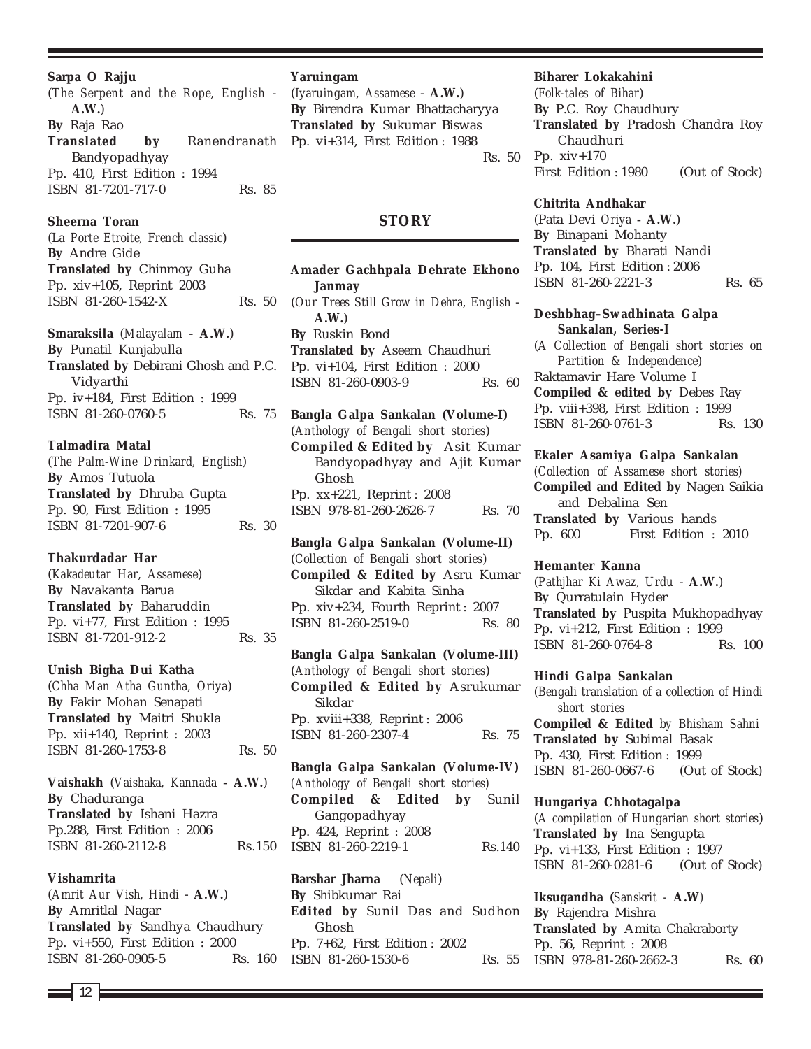**Sarpa O Rajju**
(*The Serpent and the Rope, English* - **A.W.**)
**By** Raja Rao
**Translated by** Ranendranath Bandyopadhyay
Pp. 410, First Edition : 1994
ISBN 81-7201-717-0 Rs. 85

**Sheerna Toran**
(*La Porte Etroite, French classic*)
**By** Andre Gide
**Translated by** Chinmoy Guha
Pp. xiv+105, Reprint 2003
ISBN 81-260-1542-X Rs. 50

**Smaraksila** (*Malayalam* - **A.W.**)
**By** Punatil Kunjabulla
**Translated by** Debirani Ghosh and P.C. Vidyarthi
Pp. iv+184, First Edition : 1999
ISBN 81-260-0760-5 Rs. 75

**Talmadira Matal**
(*The Palm-Wine Drinkard, English*)
**By** Amos Tutuola
**Translated by** Dhruba Gupta
Pp. 90, First Edition : 1995
ISBN 81-7201-907-6 Rs. 30

**Thakurdadar Har**
(*Kakadeutar Har, Assamese*)
**By** Navakanta Barua
**Translated by** Baharuddin
Pp. vi+77, First Edition : 1995
ISBN 81-7201-912-2 Rs. 35

**Unish Bigha Dui Katha**
(*Chha Man Atha Guntha, Oriya*)
**By** Fakir Mohan Senapati
**Translated by** Maitri Shukla
Pp. xii+140, Reprint : 2003
ISBN 81-260-1753-8 Rs. 50

**Vaishakh** (*Vaishaka, Kannada* **- A.W.**)
**By** Chaduranga
**Translated by** Ishani Hazra
Pp.288, First Edition : 2006
ISBN 81-260-2112-8 Rs.150

**Vishamrita**
(*Amrit Aur Vish, Hindi* - **A.W.**)
**By** Amritlal Nagar
**Translated by** Sandhya Chaudhury
Pp. vi+550, First Edition : 2000
ISBN 81-260-0905-5 Rs. 160

**Yaruingam**
(*Iyaruingam, Assamese* - **A.W.**)
**By** Birendra Kumar Bhattacharyya
**Translated by** Sukumar Biswas
Pp. vi+314, First Edition : 1988
Rs. 50

## STORY

**Amader Gachhpala Dehrate Ekhono Janmay**
(*Our Trees Still Grow in Dehra, English* - **A.W.**)
**By** Ruskin Bond
**Translated by** Aseem Chaudhuri
Pp. vi+104, First Edition : 2000
ISBN 81-260-0903-9 Rs. 60

**Bangla Galpa Sankalan (Volume-I)**
(*Anthology of Bengali short stories*)
**Compiled & Edited by** Asit Kumar Bandyopadhyay and Ajit Kumar Ghosh
Pp. xx+221, Reprint : 2008
ISBN 978-81-260-2626-7 Rs. 70

**Bangla Galpa Sankalan (Volume-II)**
(*Collection of Bengali short stories*)
**Compiled & Edited by** Asru Kumar Sikdar and Kabita Sinha
Pp. xiv+234, Fourth Reprint : 2007
ISBN 81-260-2519-0 Rs. 80

**Bangla Galpa Sankalan (Volume-III)**
(*Anthology of Bengali short stories*)
**Compiled & Edited by** Asrukumar Sikdar
Pp. xviii+338, Reprint : 2006
ISBN 81-260-2307-4 Rs. 75

**Bangla Galpa Sankalan (Volume-IV)**
(*Anthology of Bengali short stories*)
**Compiled & Edited by** Sunil Gangopadhyay
Pp. 424, Reprint : 2008
ISBN 81-260-2219-1 Rs.140

**Barshar Jharna** (*Nepali*)
**By** Shibkumar Rai
**Edited by** Sunil Das and Sudhon Ghosh
Pp. 7+62, First Edition : 2002
ISBN 81-260-1530-6 Rs. 55

**Biharer Lokakahini**
(*Folk-tales of Bihar*)
**By** P.C. Roy Chaudhury
**Translated by** Pradosh Chandra Roy Chaudhuri
Pp. xiv+170
First Edition : 1980 (Out of Stock)

**Chitrita Andhakar**
(Pata Devi *Oriya* **- A.W.**)
**By** Binapani Mohanty
**Translated by** Bharati Nandi
Pp. 104, First Edition : 2006
ISBN 81-260-2221-3 Rs. 65

**Deshbhag–Swadhinata Galpa Sankalan, Series-I**
(*A Collection of Bengali short stories on Partition & Independence*)
Raktamavir Hare Volume I
**Compiled & edited by** Debes Ray
Pp. viii+398, First Edition : 1999
ISBN 81-260-0761-3 Rs. 130

**Ekaler Asamiya Galpa Sankalan**
(*Collection of Assamese short stories*)
**Compiled and Edited by** Nagen Saikia and Debalina Sen
**Translated by** Various hands
Pp. 600 First Edition : 2010

**Hemanter Kanna**
(*Pathjhar Ki Awaz, Urdu* - **A.W.**)
**By** Qurratulain Hyder
**Translated by** Puspita Mukhopadhyay
Pp. vi+212, First Edition : 1999
ISBN 81-260-0764-8 Rs. 100

**Hindi Galpa Sankalan**
(*Bengali translation of a collection of Hindi short stories*
**Compiled & Edited** *by Bhisham Sahni*
**Translated by** Subimal Basak
Pp. 430, First Edition : 1999
ISBN 81-260-0667-6 (Out of Stock)

**Hungariya Chhotagalpa**
(*A compilation of Hungarian short stories*)
**Translated by** Ina Sengupta
Pp. vi+133, First Edition : 1997
ISBN 81-260-0281-6 (Out of Stock)

**Iksugandha (***Sanskrit* - **A.W**)
**By** Rajendra Mishra
**Translated by** Amita Chakraborty
Pp. 56, Reprint : 2008
ISBN 978-81-260-2662-3 Rs. 60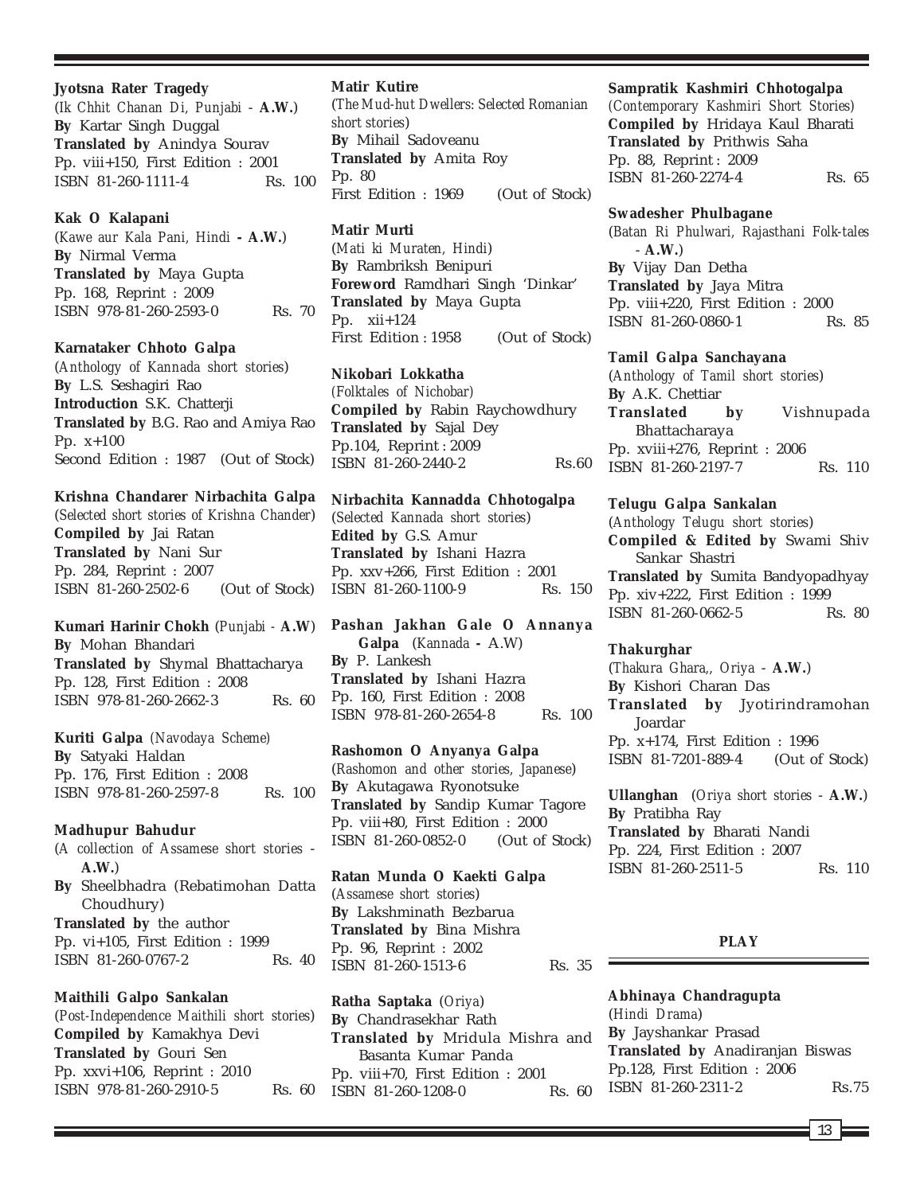**Jyotsna Rater Tragedy**
(*Ik Chhit Chanan Di, Punjabi* - **A.W.**)
**By** Kartar Singh Duggal
**Translated by** Anindya Sourav
Pp. viii+150, First Edition : 2001
ISBN 81-260-1111-4 Rs. 100

**Kak O Kalapani**
(*Kawe aur Kala Pani, Hindi* **- A.W.**)
**By** Nirmal Verma
**Translated by** Maya Gupta
Pp. 168, Reprint : 2009
ISBN 978-81-260-2593-0 Rs. 70

**Karnataker Chhoto Galpa**
(*Anthology of Kannada short stories*)
**By** L.S. Seshagiri Rao
**Introduction** S.K. Chatterji
**Translated by** B.G. Rao and Amiya Rao
Pp. x+100
Second Edition : 1987 (Out of Stock)

**Krishna Chandarer Nirbachita Galpa**
(*Selected short stories of Krishna Chander*)
**Compiled by** Jai Ratan
**Translated by** Nani Sur
Pp. 284, Reprint : 2007
ISBN 81-260-2502-6 (Out of Stock)

**Kumari Harinir Chokh** (*Punjabi* - **A.W**)
**By** Mohan Bhandari
**Translated by** Shymal Bhattacharya
Pp. 128, First Edition : 2008
ISBN 978-81-260-2662-3 Rs. 60

**Kuriti Galpa** (*Navodaya Scheme*)
**By** Satyaki Haldan
Pp. 176, First Edition : 2008
ISBN 978-81-260-2597-8 Rs. 100

**Madhupur Bahudur**
(*A collection of Assamese short stories* - **A.W.**)
**By** Sheelbhadra (Rebatimohan Datta Choudhury)
**Translated by** the author
Pp. vi+105, First Edition : 1999
ISBN 81-260-0767-2 Rs. 40

**Maithili Galpo Sankalan**
(*Post-Independence Maithili short stories*)
**Compiled by** Kamakhya Devi
**Translated by** Gouri Sen
Pp. xxvi+106, Reprint : 2010
ISBN 978-81-260-2910-5 Rs. 60

**Matir Kutire**
(*The Mud-hut Dwellers: Selected Romanian short stories*)
**By** Mihail Sadoveanu
**Translated by** Amita Roy
Pp. 80
First Edition : 1969 (Out of Stock)

**Matir Murti**
(*Mati ki Muraten, Hindi*)
**By** Rambriksh Benipuri
**Foreword** Ramdhari Singh 'Dinkar'
**Translated by** Maya Gupta
Pp. xii+124
First Edition : 1958 (Out of Stock)

**Nikobari Lokkatha**
(*Folktales of Nichobar*)
**Compiled by** Rabin Raychowdhury
**Translated by** Sajal Dey
Pp.104, Reprint : 2009
ISBN 81-260-2440-2 Rs.60

**Nirbachita Kannadda Chhotogalpa**
(*Selected Kannada short stories*)
**Edited by** G.S. Amur
**Translated by** Ishani Hazra
Pp. xxv+266, First Edition : 2001
ISBN 81-260-1100-9 Rs. 150

**Pashan Jakhan Gale O Annanya Galpa** (*Kannada* **-** A.W)
**By** P. Lankesh
**Translated by** Ishani Hazra
Pp. 160, First Edition : 2008
ISBN 978-81-260-2654-8 Rs. 100

**Rashomon O Anyanya Galpa**
(*Rashomon and other stories, Japanese*)
**By** Akutagawa Ryonotsuke
**Translated by** Sandip Kumar Tagore
Pp. viii+80, First Edition : 2000
ISBN 81-260-0852-0 (Out of Stock)

**Ratan Munda O Kaekti Galpa**
(*Assamese short stories*)
**By** Lakshminath Bezbarua
**Translated by** Bina Mishra
Pp. 96, Reprint : 2002
ISBN 81-260-1513-6 Rs. 35

**Ratha Saptaka** (*Oriya*)
**By** Chandrasekhar Rath
**Translated by** Mridula Mishra and Basanta Kumar Panda
Pp. viii+70, First Edition : 2001
ISBN 81-260-1208-0 Rs. 60

**Sampratik Kashmiri Chhotogalpa**
(*Contemporary Kashmiri Short Stories*)
**Compiled by** Hridaya Kaul Bharati
**Translated by** Prithwis Saha
Pp. 88, Reprint : 2009
ISBN 81-260-2274-4 Rs. 65

**Swadesher Phulbagane**
(*Batan Ri Phulwari, Rajasthani Folk-tales* - **A.W.**)
**By** Vijay Dan Detha
**Translated by** Jaya Mitra
Pp. viii+220, First Edition : 2000
ISBN 81-260-0860-1 Rs. 85

**Tamil Galpa Sanchayana**
(*Anthology of Tamil short stories*)
**By** A.K. Chettiar
**Translated by** Vishnupada Bhattacharaya
Pp. xviii+276, Reprint : 2006
ISBN 81-260-2197-7 Rs. 110

**Telugu Galpa Sankalan**
(*Anthology Telugu short stories*)
**Compiled & Edited by** Swami Shiv Sankar Shastri
**Translated by** Sumita Bandyopadhyay
Pp. xiv+222, First Edition : 1999
ISBN 81-260-0662-5 Rs. 80

**Thakurghar**
(*Thakura Ghara,, Oriya* - **A.W.**)
**By** Kishori Charan Das
**Translated by** Jyotirindramohan Joardar
Pp. x+174, First Edition : 1996
ISBN 81-7201-889-4 (Out of Stock)

**Ullanghan** (*Oriya short stories* - **A.W.**)
**By** Pratibha Ray
**Translated by** Bharati Nandi
Pp. 224, First Edition : 2007
ISBN 81-260-2511-5 Rs. 110

## PLAY

**Abhinaya Chandragupta**
(*Hindi Drama*)
**By** Jayshankar Prasad
**Translated by** Anadiranjan Biswas
Pp.128, First Edition : 2006
ISBN 81-260-2311-2 Rs.75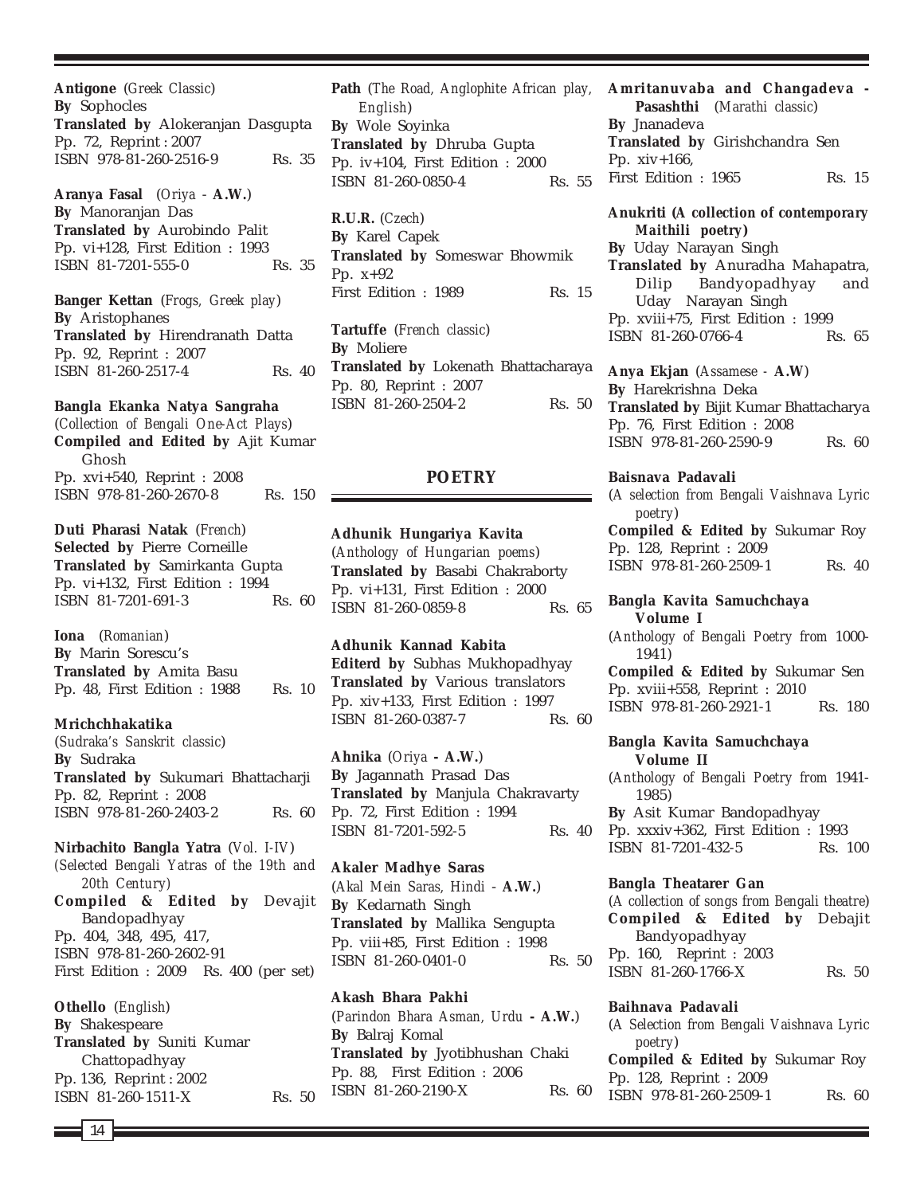**Antigone** (*Greek Classic*)
**By** Sophocles
**Translated by** Alokeranjan Dasgupta
Pp. 72, Reprint : 2007
ISBN 978-81-260-2516-9 Rs. 35

**Aranya Fasal** (*Oriya -* **A.W.**)
**By** Manoranjan Das
**Translated by** Aurobindo Palit
Pp. vi+128, First Edition : 1993
ISBN 81-7201-555-0 Rs. 35

**Banger Kettan** (*Frogs, Greek play*)
**By** Aristophanes
**Translated by** Hirendranath Datta
Pp. 92, Reprint : 2007
ISBN 81-260-2517-4 Rs. 40

**Bangla Ekanka Natya Sangraha**
(*Collection of Bengali One-Act Plays*)
**Compiled and Edited by** Ajit Kumar Ghosh
Pp. xvi+540, Reprint : 2008
ISBN 978-81-260-2670-8 Rs. 150

**Duti Pharasi Natak** (*French*)
**Selected by** Pierre Corneille
**Translated by** Samirkanta Gupta
Pp. vi+132, First Edition : 1994
ISBN 81-7201-691-3 Rs. 60

**Iona** (*Romanian*)
**By** Marin Sorescu's
**Translated by** Amita Basu
Pp. 48, First Edition : 1988 Rs. 10

**Mrichchhakatika**
(*Sudraka's Sanskrit classic*)
**By** Sudraka
**Translated by** Sukumari Bhattacharji
Pp. 82, Reprint : 2008
ISBN 978-81-260-2403-2 Rs. 60

**Nirbachito Bangla Yatra** (*Vol. I-IV*)
(*Selected Bengali Yatras of the 19th and 20th Century*)
**Compiled & Edited by** Devajit Bandopadhyay
Pp. 404, 348, 495, 417,
ISBN 978-81-260-2602-91
First Edition : 2009 Rs. 400 (per set)

**Othello** (*English*)
**By** Shakespeare
**Translated by** Suniti Kumar Chattopadhyay
Pp. 136, Reprint : 2002
ISBN 81-260-1511-X Rs. 50

**Path** (*The Road, Anglophite African play, English*)
**By** Wole Soyinka
**Translated by** Dhruba Gupta
Pp. iv+104, First Edition : 2000
ISBN 81-260-0850-4 Rs. 55

**R.U.R.** (*Czech*)
**By** Karel Capek
**Translated by** Someswar Bhowmik
Pp. x+92
First Edition : 1989 Rs. 15

**Tartuffe** (*French classic*)
**By** Moliere
**Translated by** Lokenath Bhattacharaya
Pp. 80, Reprint : 2007
ISBN 81-260-2504-2 Rs. 50

## POETRY

**Adhunik Hungariya Kavita**
(*Anthology of Hungarian poems*)
**Translated by** Basabi Chakraborty
Pp. vi+131, First Edition : 2000
ISBN 81-260-0859-8 Rs. 65

**Adhunik Kannad Kabita**
**Editerd by** Subhas Mukhopadhyay
**Translated by** Various translators
Pp. xiv+133, First Edition : 1997
ISBN 81-260-0387-7 Rs. 60

**Ahnika** (*Oriya* **- A.W.**)
**By** Jagannath Prasad Das
**Translated by** Manjula Chakravarty
Pp. 72, First Edition : 1994
ISBN 81-7201-592-5 Rs. 40

**Akaler Madhye Saras**
(*Akal Mein Saras, Hindi -* **A.W.**)
**By** Kedarnath Singh
**Translated by** Mallika Sengupta
Pp. viii+85, First Edition : 1998
ISBN 81-260-0401-0 Rs. 50

**Akash Bhara Pakhi**
(*Parindon Bhara Asman, Urdu* **- A.W.**)
**By** Balraj Komal
**Translated by** Jyotibhushan Chaki
Pp. 88, First Edition : 2006
ISBN 81-260-2190-X Rs. 60

**Amritanuvaba and Changadeva - Pasashthi** (*Marathi classic*)
**By** Jnanadeva
**Translated by** Girishchandra Sen
Pp. xiv+166,
First Edition : 1965 Rs. 15

**Anukriti (A collection of contemporary Maithili poetry)**
**By** Uday Narayan Singh
**Translated by** Anuradha Mahapatra, Dilip Bandyopadhyay and Uday Narayan Singh
Pp. xviii+75, First Edition : 1999
ISBN 81-260-0766-4 Rs. 65

**Anya Ekjan** (*Assamese -* **A.W**)
**By** Harekrishna Deka
**Translated by** Bijit Kumar Bhattacharya
Pp. 76, First Edition : 2008
ISBN 978-81-260-2590-9 Rs. 60

**Baisnava Padavali**
(*A selection from Bengali Vaishnava Lyric poetry*)
**Compiled & Edited by** Sukumar Roy
Pp. 128, Reprint : 2009
ISBN 978-81-260-2509-1 Rs. 40

**Bangla Kavita Samuchchaya Volume I**
(*Anthology of Bengali Poetry from* 1000-1941)
**Compiled & Edited by** Sukumar Sen
Pp. xviii+558, Reprint : 2010
ISBN 978-81-260-2921-1 Rs. 180

**Bangla Kavita Samuchchaya Volume II**
(*Anthology of Bengali Poetry from* 1941-1985)
**By** Asit Kumar Bandopadhyay
Pp. xxxiv+362, First Edition : 1993
ISBN 81-7201-432-5 Rs. 100

**Bangla Theaterer Gan**
(*A collection of songs from Bengali theatre*)
**Compiled & Edited by** Debajit Bandyopadhyay
Pp. 160, Reprint : 2003
ISBN 81-260-1766-X Rs. 50

**Baihnava Padavali**
(*A Selection from Bengali Vaishnava Lyric poetry*)
**Compiled & Edited by** Sukumar Roy
Pp. 128, Reprint : 2009
ISBN 978-81-260-2509-1 Rs. 60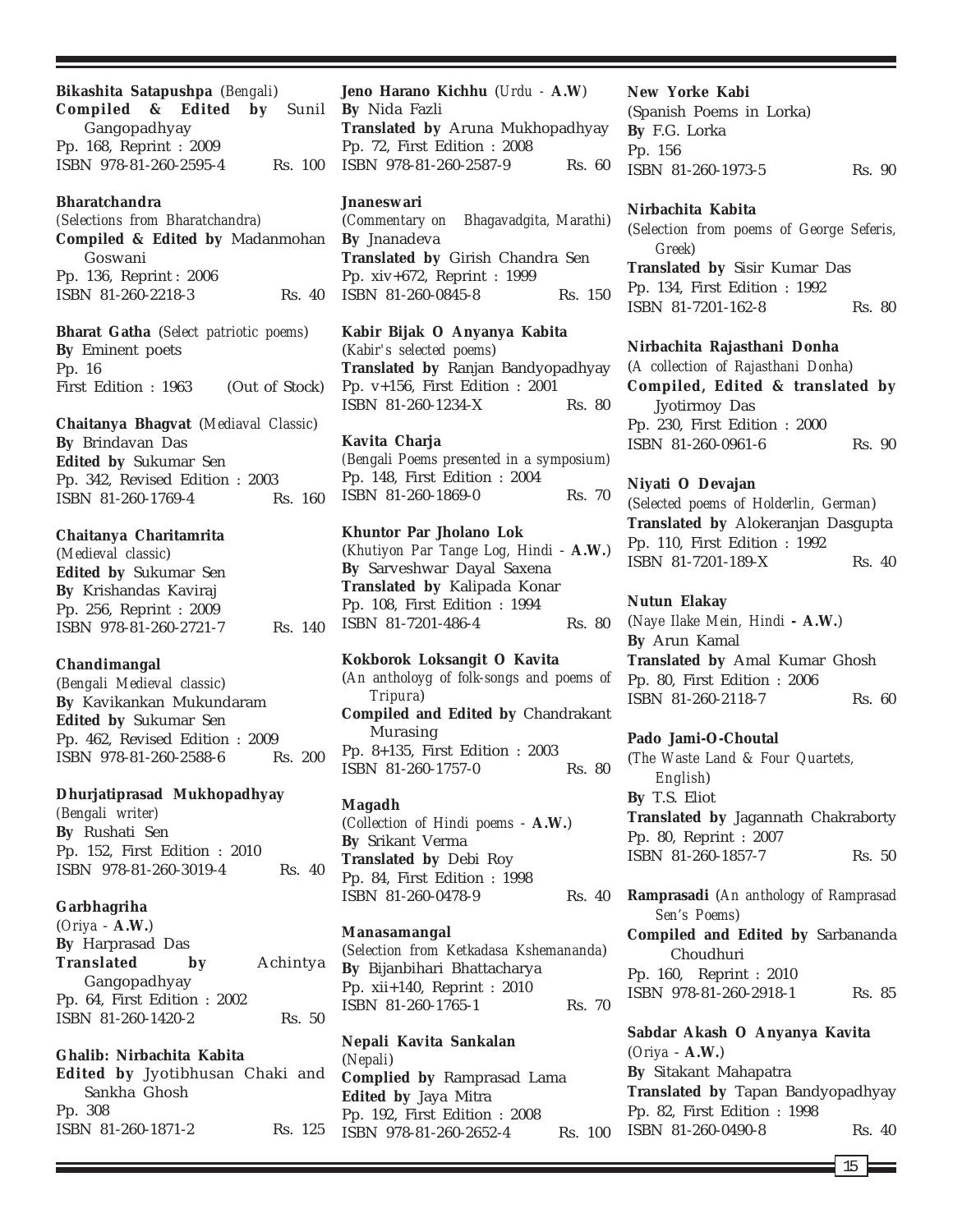**Bikashita Satapushpa** (*Bengali*)
**Compiled & Edited by** Sunil Gangopadhyay
Pp. 168, Reprint : 2009
ISBN 978-81-260-2595-4 Rs. 100

**Bharatchandra**
(*Selections from Bharatchandra*)
**Compiled & Edited by** Madanmohan Goswani
Pp. 136, Reprint : 2006
ISBN 81-260-2218-3 Rs. 40

**Bharat Gatha** (*Select patriotic poems*)
**By** Eminent poets
Pp. 16
First Edition : 1963 (Out of Stock)

**Chaitanya Bhagvat** (*Mediaval Classic*)
**By** Brindavan Das
**Edited by** Sukumar Sen
Pp. 342, Revised Edition : 2003
ISBN 81-260-1769-4 Rs. 160

**Chaitanya Charitamrita**
(*Medieval classic*)
**Edited by** Sukumar Sen
**By** Krishandas Kaviraj
Pp. 256, Reprint : 2009
ISBN 978-81-260-2721-7 Rs. 140

**Chandimangal**
(*Bengali Medieval classic*)
**By** Kavikankan Mukundaram
**Edited by** Sukumar Sen
Pp. 462, Revised Edition : 2009
ISBN 978-81-260-2588-6 Rs. 200

**Dhurjatiprasad Mukhopadhyay**
(*Bengali writer*)
**By** Rushati Sen
Pp. 152, First Edition : 2010
ISBN 978-81-260-3019-4 Rs. 40

**Garbhagriha**
(*Oriya -* **A.W.**)
**By** Harprasad Das
**Translated by** Achintya Gangopadhyay
Pp. 64, First Edition : 2002
ISBN 81-260-1420-2 Rs. 50

**Ghalib: Nirbachita Kabita**
**Edited by** Jyotibhusan Chaki and Sankha Ghosh
Pp. 308
ISBN 81-260-1871-2 Rs. 125

**Jeno Harano Kichhu** (*Urdu -* **A.W**)
**By** Nida Fazli
**Translated by** Aruna Mukhopadhyay
Pp. 72, First Edition : 2008
ISBN 978-81-260-2587-9 Rs. 60

**Jnaneswari**
(*Commentary on Bhagavadgita, Marathi*)
**By** Jnanadeva
**Translated by** Girish Chandra Sen
Pp. xiv+672, Reprint : 1999
ISBN 81-260-0845-8 Rs. 150

**Kabir Bijak O Anyanya Kabita**
(*Kabir's selected poems*)
**Translated by** Ranjan Bandyopadhyay
Pp. v+156, First Edition : 2001
ISBN 81-260-1234-X Rs. 80

**Kavita Charja**
(*Bengali Poems presented in a symposium*)
Pp. 148, First Edition : 2004
ISBN 81-260-1869-0 Rs. 70

**Khuntor Par Jholano Lok**
(*Khutiyon Par Tange Log, Hindi -* **A.W.**)
**By** Sarveshwar Dayal Saxena
**Translated by** Kalipada Konar
Pp. 108, First Edition : 1994
ISBN 81-7201-486-4 Rs. 80

**Kokborok Loksangit O Kavita**
(*An antholoyg of folk-songs and poems of Tripura*)
**Compiled and Edited by** Chandrakant Murasing
Pp. 8+135, First Edition : 2003
ISBN 81-260-1757-0 Rs. 80

**Magadh**
(*Collection of Hindi poems -* **A.W.**)
**By** Srikant Verma
**Translated by** Debi Roy
Pp. 84, First Edition : 1998
ISBN 81-260-0478-9 Rs. 40

**Manasamangal**
(*Selection from Ketkadasa Kshemananda*)
**By** Bijanbihari Bhattacharya
Pp. xii+140, Reprint : 2010
ISBN 81-260-1765-1 Rs. 70

**Nepali Kavita Sankalan**
(*Nepali*)
**Complied by** Ramprasad Lama
**Edited by** Jaya Mitra
Pp. 192, First Edition : 2008
ISBN 978-81-260-2652-4 Rs. 100

**New Yorke Kabi**
(Spanish Poems in Lorka)
**By** F.G. Lorka
Pp. 156
ISBN 81-260-1973-5 Rs. 90

**Nirbachita Kabita**
(*Selection from poems of George Seferis, Greek*)
**Translated by** Sisir Kumar Das
Pp. 134, First Edition : 1992
ISBN 81-7201-162-8 Rs. 80

**Nirbachita Rajasthani Donha**
(*A collection of Rajasthani Donha*)
**Compiled, Edited & translated by** Jyotirmoy Das
Pp. 230, First Edition : 2000
ISBN 81-260-0961-6 Rs. 90

**Niyati O Devajan**
(*Selected poems of Holderlin, German*)
**Translated by** Alokeranjan Dasgupta
Pp. 110, First Edition : 1992
ISBN 81-7201-189-X Rs. 40

**Nutun Elakay**
(*Naye Ilake Mein, Hindi* **- A.W.**)
**By** Arun Kamal
**Translated by** Amal Kumar Ghosh
Pp. 80, First Edition : 2006
ISBN 81-260-2118-7 Rs. 60

**Pado Jami-O-Choutal**
(*The Waste Land & Four Quartets, English*)
**By** T.S. Eliot
**Translated by** Jagannath Chakraborty
Pp. 80, Reprint : 2007
ISBN 81-260-1857-7 Rs. 50

**Ramprasadi** (*An anthology of Ramprasad Sen's Poems*)
**Compiled and Edited by** Sarbananda Choudhuri
Pp. 160, Reprint : 2010
ISBN 978-81-260-2918-1 Rs. 85

**Sabdar Akash O Anyanya Kavita**
(*Oriya -* **A.W.**)
**By** Sitakant Mahapatra
**Translated by** Tapan Bandyopadhyay
Pp. 82, First Edition : 1998
ISBN 81-260-0490-8 Rs. 40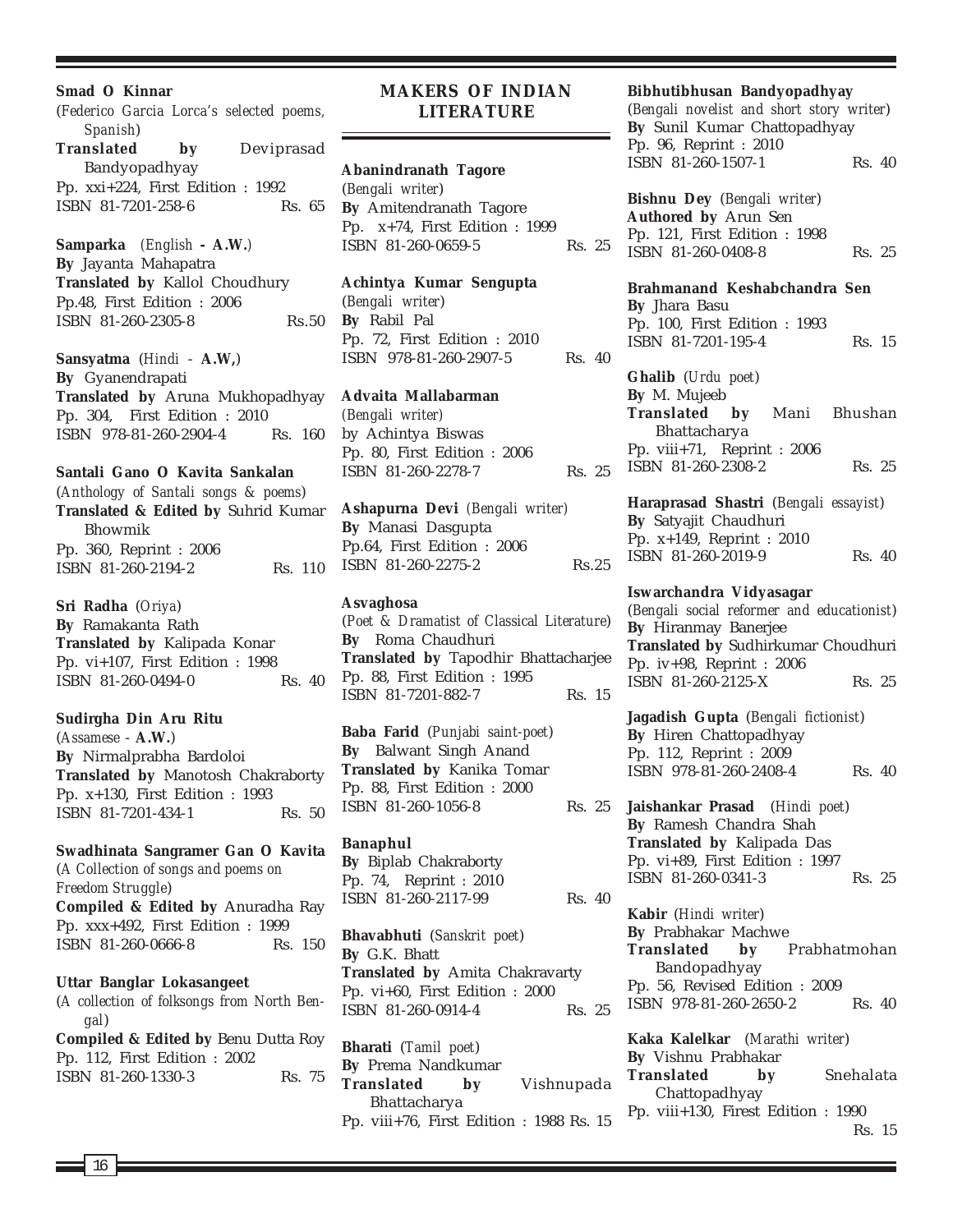**Smad O Kinnar**
(*Federico Garcia Lorca's selected poems, Spanish*)
**Translated by** Deviprasad Bandyopadhyay
Pp. xxi+224, First Edition : 1992
ISBN 81-7201-258-6 Rs. 65

**Samparka** (*English* **- A.W.**)
**By** Jayanta Mahapatra
**Translated by** Kallol Choudhury
Pp.48, First Edition : 2006
ISBN 81-260-2305-8 Rs.50

**Sansyatma** (*Hindi* - **A.W,**)
**By** Gyanendrapati
**Translated by** Aruna Mukhopadhyay
Pp. 304, First Edition : 2010
ISBN 978-81-260-2904-4 Rs. 160

**Santali Gano O Kavita Sankalan**
(*Anthology of Santali songs & poems*)
**Translated & Edited by** Suhrid Kumar Bhowmik
Pp. 360, Reprint : 2006
ISBN 81-260-2194-2 Rs. 110

**Sri Radha** (*Oriya*)
**By** Ramakanta Rath
**Translated by** Kalipada Konar
Pp. vi+107, First Edition : 1998
ISBN 81-260-0494-0 Rs. 40

**Sudirgha Din Aru Ritu**
(*Assamese* - **A.W.**)
**By** Nirmalprabha Bardoloi
**Translated by** Manotosh Chakraborty
Pp. x+130, First Edition : 1993
ISBN 81-7201-434-1 Rs. 50

**Swadhinata Sangramer Gan O Kavita**
(*A Collection of songs and poems on Freedom Struggle*)
**Compiled & Edited by** Anuradha Ray
Pp. xxx+492, First Edition : 1999
ISBN 81-260-0666-8 Rs. 150

**Uttar Banglar Lokasangeet**
(*A collection of folksongs from North Bengal*)
**Compiled & Edited by** Benu Dutta Roy
Pp. 112, First Edition : 2002
ISBN 81-260-1330-3 Rs. 75

## MAKERS OF INDIAN LITERATURE

**Abanindranath Tagore**
(*Bengali writer*)
**By** Amitendranath Tagore
Pp. x+74, First Edition : 1999
ISBN 81-260-0659-5 Rs. 25

**Achintya Kumar Sengupta**
(*Bengali writer*)
**By** Rabil Pal
Pp. 72, First Edition : 2010
ISBN 978-81-260-2907-5 Rs. 40

**Advaita Mallabarman**
(*Bengali writer*)
by Achintya Biswas
Pp. 80, First Edition : 2006
ISBN 81-260-2278-7 Rs. 25

**Ashapurna Devi** (*Bengali writer*)
**By** Manasi Dasgupta
Pp.64, First Edition : 2006
ISBN 81-260-2275-2 Rs.25

**Asvaghosa**
(*Poet & Dramatist of Classical Literature*)
**By** Roma Chaudhuri
**Translated by** Tapodhir Bhattacharjee
Pp. 88, First Edition : 1995
ISBN 81-7201-882-7 Rs. 15

**Baba Farid** (*Punjabi saint-poet*)
**By** Balwant Singh Anand
**Translated by** Kanika Tomar
Pp. 88, First Edition : 2000
ISBN 81-260-1056-8 Rs. 25

**Banaphul**
**By** Biplab Chakraborty
Pp. 74, Reprint : 2010
ISBN 81-260-2117-99 Rs. 40

**Bhavabhuti** (*Sanskrit poet*)
**By** G.K. Bhatt
**Translated by** Amita Chakravarty
Pp. vi+60, First Edition : 2000
ISBN 81-260-0914-4 Rs. 25

**Bharati** (*Tamil poet*)
**By** Prema Nandkumar
**Translated by** Vishnupada Bhattacharya
Pp. viii+76, First Edition : 1988 Rs. 15

**Bibhutibhusan Bandyopadhyay**
(*Bengali novelist and short story writer*)
**By** Sunil Kumar Chattopadhyay
Pp. 96, Reprint : 2010
ISBN 81-260-1507-1 Rs. 40

**Bishnu Dey** (*Bengali writer*)
**Authored by** Arun Sen
Pp. 121, First Edition : 1998
ISBN 81-260-0408-8 Rs. 25

**Brahmanand Keshabchandra Sen**
**By** Jhara Basu
Pp. 100, First Edition : 1993
ISBN 81-7201-195-4 Rs. 15

**Ghalib** (*Urdu poet*)
**By** M. Mujeeb
**Translated by** Mani Bhushan Bhattacharya
Pp. viii+71, Reprint : 2006
ISBN 81-260-2308-2 Rs. 25

**Haraprasad Shastri** (*Bengali essayist*)
**By** Satyajit Chaudhuri
Pp. x+149, Reprint : 2010
ISBN 81-260-2019-9 Rs. 40

**Iswarchandra Vidyasagar**
(*Bengali social reformer and educationist*)
**By** Hiranmay Banerjee
**Translated by** Sudhirkumar Choudhuri
Pp. iv+98, Reprint : 2006
ISBN 81-260-2125-X Rs. 25

**Jagadish Gupta** (*Bengali fictionist*)
**By** Hiren Chattopadhyay
Pp. 112, Reprint : 2009
ISBN 978-81-260-2408-4 Rs. 40

**Jaishankar Prasad** (*Hindi poet*)
**By** Ramesh Chandra Shah
**Translated by** Kalipada Das
Pp. vi+89, First Edition : 1997
ISBN 81-260-0341-3 Rs. 25

**Kabir** (*Hindi writer*)
**By** Prabhakar Machwe
**Translated by** Prabhatmohan Bandopadhyay
Pp. 56, Revised Edition : 2009
ISBN 978-81-260-2650-2 Rs. 40

**Kaka Kalelkar** (*Marathi writer*)
**By** Vishnu Prabhakar
**Translated by** Snehalata Chattopadhyay
Pp. viii+130, Firest Edition : 1990
Rs. 15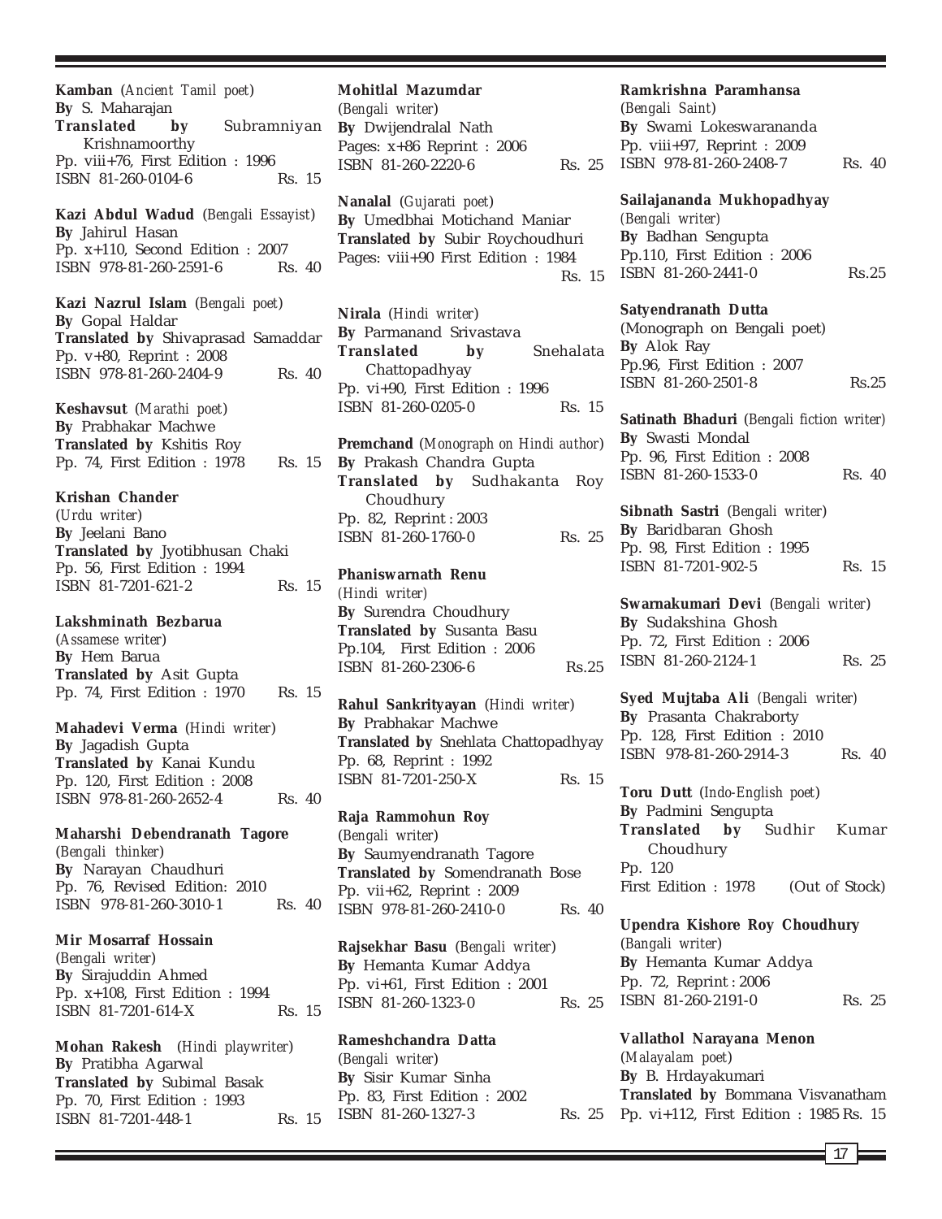**Kamban** (*Ancient Tamil poet*)
**By** S. Maharajan
**Translated by** Subramniyan Krishnamoorthy
Pp. viii+76, First Edition : 1996
ISBN 81-260-0104-6 Rs. 15

**Kazi Abdul Wadud** (*Bengali Essayist*)
**By** Jahirul Hasan
Pp. x+110, Second Edition : 2007
ISBN 978-81-260-2591-6 Rs. 40

**Kazi Nazrul Islam** (*Bengali poet*)
**By** Gopal Haldar
**Translated by** Shivaprasad Samaddar
Pp. v+80, Reprint : 2008
ISBN 978-81-260-2404-9 Rs. 40

**Keshavsut** (*Marathi poet*)
**By** Prabhakar Machwe
**Translated by** Kshitis Roy
Pp. 74, First Edition : 1978 Rs. 15

**Krishan Chander**
(*Urdu writer*)
**By** Jeelani Bano
**Translated by** Jyotibhusan Chaki
Pp. 56, First Edition : 1994
ISBN 81-7201-621-2 Rs. 15

**Lakshminath Bezbarua**
(*Assamese writer*)
**By** Hem Barua
**Translated by** Asit Gupta
Pp. 74, First Edition : 1970 Rs. 15

**Mahadevi Verma** (*Hindi writer*)
**By** Jagadish Gupta
**Translated by** Kanai Kundu
Pp. 120, First Edition : 2008
ISBN 978-81-260-2652-4 Rs. 40

**Maharshi Debendranath Tagore**
(*Bengali thinker*)
**By** Narayan Chaudhuri
Pp. 76, Revised Edition: 2010
ISBN 978-81-260-3010-1 Rs. 40

**Mir Mosarraf Hossain**
(*Bengali writer*)
**By** Sirajuddin Ahmed
Pp. x+108, First Edition : 1994
ISBN 81-7201-614-X Rs. 15

**Mohan Rakesh** (*Hindi playwriter*)
**By** Pratibha Agarwal
**Translated by** Subimal Basak
Pp. 70, First Edition : 1993
ISBN 81-7201-448-1 Rs. 15

**Mohitlal Mazumdar**
(*Bengali writer*)
**By** Dwijendralal Nath
Pages: x+86 Reprint : 2006
ISBN 81-260-2220-6 Rs. 25

**Nanalal** (*Gujarati poet*)
**By** Umedbhai Motichand Maniar
**Translated by** Subir Roychoudhuri
Pages: viii+90 First Edition : 1984
Rs. 15

**Nirala** (*Hindi writer*)
**By** Parmanand Srivastava
**Translated by** Snehalata Chattopadhyay
Pp. vi+90, First Edition : 1996
ISBN 81-260-0205-0 Rs. 15

**Premchand** (*Monograph on Hindi author*)
**By** Prakash Chandra Gupta
**Translated by** Sudhakanta Roy Choudhury
Pp. 82, Reprint : 2003
ISBN 81-260-1760-0 Rs. 25

**Phaniswarnath Renu**
(*Hindi writer*)
**By** Surendra Choudhury
**Translated by** Susanta Basu
Pp.104, First Edition : 2006
ISBN 81-260-2306-6 Rs.25

**Rahul Sankrityayan** (*Hindi writer*)
**By** Prabhakar Machwe
**Translated by** Snehlata Chattopadhyay
Pp. 68, Reprint : 1992
ISBN 81-7201-250-X Rs. 15

**Raja Rammohun Roy**
(*Bengali writer*)
**By** Saumyendranath Tagore
**Translated by** Somendranath Bose
Pp. vii+62, Reprint : 2009
ISBN 978-81-260-2410-0 Rs. 40

**Rajsekhar Basu** (*Bengali writer*)
**By** Hemanta Kumar Addya
Pp. vi+61, First Edition : 2001
ISBN 81-260-1323-0 Rs. 25

**Rameshchandra Datta**
(*Bengali writer*)
**By** Sisir Kumar Sinha
Pp. 83, First Edition : 2002
ISBN 81-260-1327-3 Rs. 25

**Ramkrishna Paramhansa**
(*Bengali Saint*)
**By** Swami Lokeswarananda
Pp. viii+97, Reprint : 2009
ISBN 978-81-260-2408-7 Rs. 40

**Sailajananda Mukhopadhyay**
(*Bengali writer*)
**By** Badhan Sengupta
Pp.110, First Edition : 2006
ISBN 81-260-2441-0 Rs.25

**Satyendranath Dutta**
(Monograph on Bengali poet)
**By** Alok Ray
Pp.96, First Edition : 2007
ISBN 81-260-2501-8 Rs.25

**Satinath Bhaduri** (*Bengali fiction writer*)
**By** Swasti Mondal
Pp. 96, First Edition : 2008
ISBN 81-260-1533-0 Rs. 40

**Sibnath Sastri** (*Bengali writer*)
**By** Baridbaran Ghosh
Pp. 98, First Edition : 1995
ISBN 81-7201-902-5 Rs. 15

**Swarnakumari Devi** (*Bengali writer*)
**By** Sudakshina Ghosh
Pp. 72, First Edition : 2006
ISBN 81-260-2124-1 Rs. 25

**Syed Mujtaba Ali** (*Bengali writer*)
**By** Prasanta Chakraborty
Pp. 128, First Edition : 2010
ISBN 978-81-260-2914-3 Rs. 40

**Toru Dutt** (*Indo-English poet*)
**By** Padmini Sengupta
**Translated by** Sudhir Kumar Choudhury
Pp. 120
First Edition : 1978 (Out of Stock)

**Upendra Kishore Roy Choudhury**
(*Bangali writer*)
**By** Hemanta Kumar Addya
Pp. 72, Reprint : 2006
ISBN 81-260-2191-0 Rs. 25

**Vallathol Narayana Menon**
(*Malayalam poet*)
**By** B. Hrdayakumari
**Translated by** Bommana Visvanatham
Pp. vi+112, First Edition : 1985 Rs. 15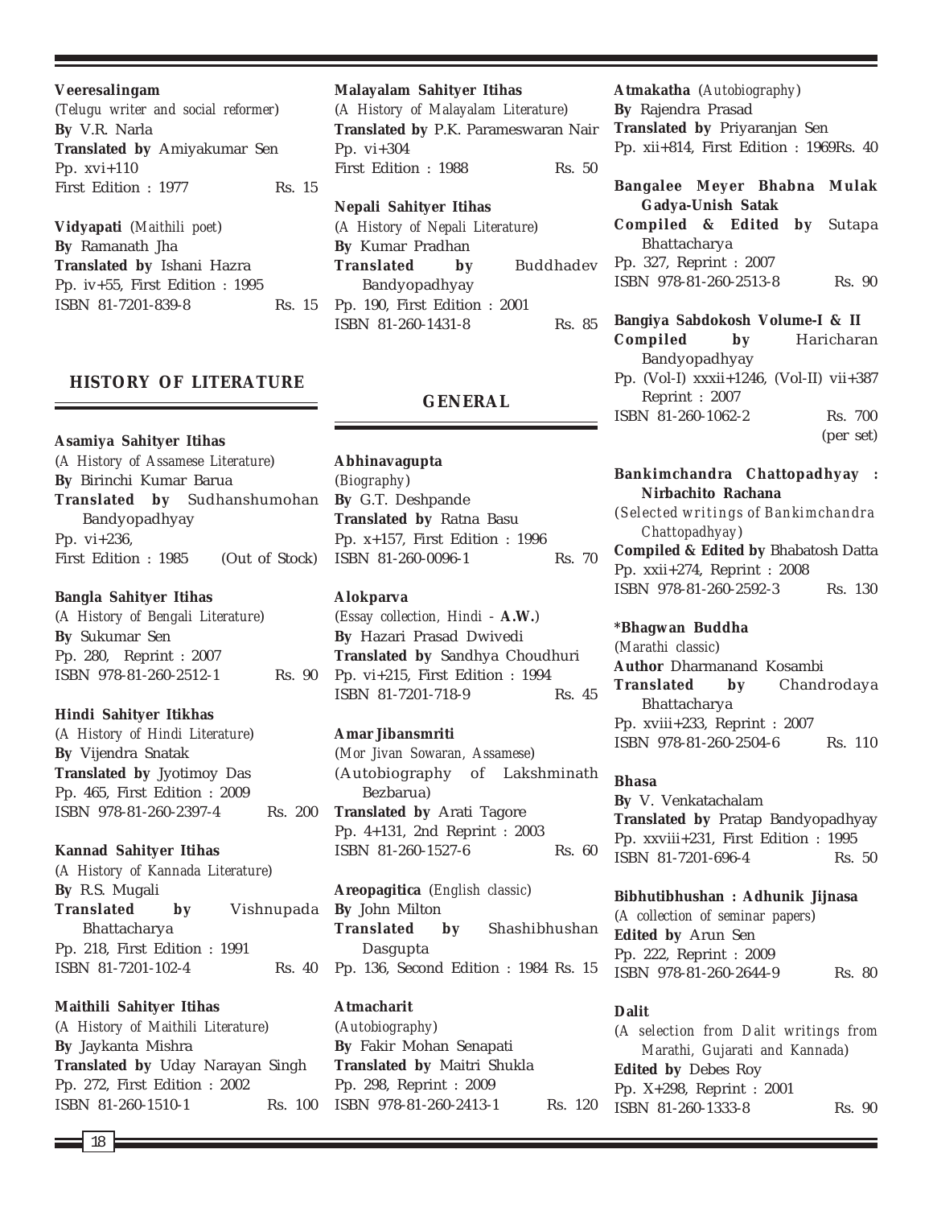**Veeresalingam**
(*Telugu writer and social reformer*)
**By** V.R. Narla
**Translated by** Amiyakumar Sen
Pp. xvi+110
First Edition : 1977 Rs. 15

**Vidyapati** (*Maithili poet*)
**By** Ramanath Jha
**Translated by** Ishani Hazra
Pp. iv+55, First Edition : 1995
ISBN 81-7201-839-8 Rs. 15

## HISTORY OF LITERATURE

**Asamiya Sahityer Itihas**
(*A History of Assamese Literature*)
**By** Birinchi Kumar Barua
**Translated by** Sudhanshumohan Bandyopadhyay
Pp. vi+236,
First Edition : 1985 (Out of Stock)

**Bangla Sahityer Itihas**
(*A History of Bengali Literature*)
**By** Sukumar Sen
Pp. 280, Reprint : 2007
ISBN 978-81-260-2512-1 Rs. 90

**Hindi Sahityer Itikhas**
(*A History of Hindi Literature*)
**By** Vijendra Snatak
**Translated by** Jyotimoy Das
Pp. 465, First Edition : 2009
ISBN 978-81-260-2397-4 Rs. 200

**Kannad Sahityer Itihas**
(*A History of Kannada Literature*)
**By** R.S. Mugali
**Translated by** Vishnupada Bhattacharya
Pp. 218, First Edition : 1991
ISBN 81-7201-102-4 Rs. 40

**Maithili Sahityer Itihas**
(*A History of Maithili Literature*)
**By** Jaykanta Mishra
**Translated by** Uday Narayan Singh
Pp. 272, First Edition : 2002
ISBN 81-260-1510-1 Rs. 100

**Malayalam Sahityer Itihas**
(*A History of Malayalam Literature*)
**Translated by** P.K. Parameswaran Nair
Pp. vi+304
First Edition : 1988 Rs. 50

**Nepali Sahityer Itihas**
(*A History of Nepali Literature*)
**By** Kumar Pradhan
**Translated by** Buddhadev Bandyopadhyay
Pp. 190, First Edition : 2001
ISBN 81-260-1431-8 Rs. 85

## GENERAL

**Abhinavagupta**
(*Biography*)
**By** G.T. Deshpande
**Translated by** Ratna Basu
Pp. x+157, First Edition : 1996
ISBN 81-260-0096-1 Rs. 70

**Alokparva**
(*Essay collection, Hindi* - **A.W.**)
**By** Hazari Prasad Dwivedi
**Translated by** Sandhya Choudhuri
Pp. vi+215, First Edition : 1994
ISBN 81-7201-718-9 Rs. 45

**Amar Jibansmriti**
(*Mor Jivan Sowaran, Assamese*)
(Autobiography of Lakshminath Bezbarua)
**Translated by** Arati Tagore
Pp. 4+131, 2nd Reprint : 2003
ISBN 81-260-1527-6 Rs. 60

**Areopagitica** (*English classic*)
**By** John Milton
**Translated by** Shashibhushan Dasgupta
Pp. 136, Second Edition : 1984 Rs. 15

**Atmacharit**
(*Autobiography*)
**By** Fakir Mohan Senapati
**Translated by** Maitri Shukla
Pp. 298, Reprint : 2009
ISBN 978-81-260-2413-1 Rs. 120

**Atmakatha** (*Autobiography*)
**By** Rajendra Prasad
**Translated by** Priyaranjan Sen
Pp. xii+814, First Edition : 1969Rs. 40

**Bangalee Meyer Bhabna Mulak Gadya-Unish Satak**
**Compiled & Edited by** Sutapa Bhattacharya
Pp. 327, Reprint : 2007
ISBN 978-81-260-2513-8 Rs. 90

**Bangiya Sabdokosh Volume-I & II**
**Compiled by** Haricharan Bandyopadhyay
Pp. (Vol-I) xxxii+1246, (Vol-II) vii+387
Reprint : 2007
ISBN 81-260-1062-2 Rs. 700 (per set)

**Bankimchandra Chattopadhyay : Nirbachito Rachana**
(*Selected writings of Bankimchandra Chattopadhyay*)
**Compiled & Edited by** Bhabatosh Datta
Pp. xxii+274, Reprint : 2008
ISBN 978-81-260-2592-3 Rs. 130

**\*Bhagwan Buddha**
(*Marathi classic*)
**Author** Dharmanand Kosambi
**Translated by** Chandrodaya Bhattacharya
Pp. xviii+233, Reprint : 2007
ISBN 978-81-260-2504-6 Rs. 110

**Bhasa**
**By** V. Venkatachalam
**Translated by** Pratap Bandyopadhyay
Pp. xxviii+231, First Edition : 1995
ISBN 81-7201-696-4 Rs. 50

**Bibhutibhushan : Adhunik Jijnasa**
(*A collection of seminar papers*)
**Edited by** Arun Sen
Pp. 222, Reprint : 2009
ISBN 978-81-260-2644-9 Rs. 80

**Dalit**
(*A selection from Dalit writings from Marathi, Gujarati and Kannada*)
**Edited by** Debes Roy
Pp. X+298, Reprint : 2001
ISBN 81-260-1333-8 Rs. 90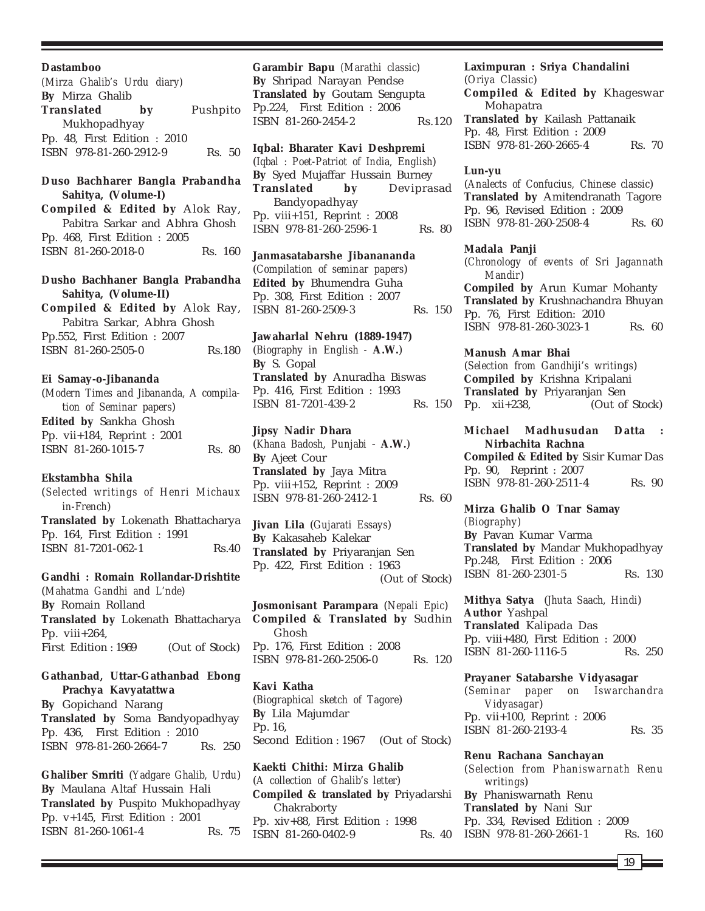**Dastamboo**
(*Mirza Ghalib's Urdu diary*)
**By** Mirza Ghalib
**Translated by** Pushpito Mukhopadhyay
Pp. 48, First Edition : 2010
ISBN 978-81-260-2912-9 Rs. 50

**Duso Bachharer Bangla Prabandha Sahitya, (Volume-I)**
**Compiled & Edited by** Alok Ray, Pabitra Sarkar and Abhra Ghosh
Pp. 468, First Edition : 2005
ISBN 81-260-2018-0 Rs. 160

**Dusho Bachhaner Bangla Prabandha Sahitya, (Volume-II)**
**Compiled & Edited by** Alok Ray, Pabitra Sarkar, Abhra Ghosh
Pp.552, First Edition : 2007
ISBN 81-260-2505-0 Rs.180

**Ei Samay-o-Jibananda**
(*Modern Times and Jibananda, A compilation of Seminar papers*)
**Edited by** Sankha Ghosh
Pp. vii+184, Reprint : 2001
ISBN 81-260-1015-7 Rs. 80

**Ekstambha Shila**
(*Selected writings of Henri Michaux in-French*)
**Translated by** Lokenath Bhattacharya
Pp. 164, First Edition : 1991
ISBN 81-7201-062-1 Rs.40

**Gandhi : Romain Rollandar-Drishtite**
(*Mahatma Gandhi and L'nde*)
**By** Romain Rolland
**Translated by** Lokenath Bhattacharya
Pp. viii+264,
First Edition : 1969 (Out of Stock)

**Gathanbad, Uttar-Gathanbad Ebong Prachya Kavyatattwa**
**By** Gopichand Narang
**Translated by** Soma Bandyopadhyay
Pp. 436, First Edition : 2010
ISBN 978-81-260-2664-7 Rs. 250

**Ghaliber Smriti** (*Yadgare Ghalib, Urdu*)
**By** Maulana Altaf Hussain Hali
**Translated by** Puspito Mukhopadhyay
Pp. v+145, First Edition : 2001
ISBN 81-260-1061-4 Rs. 75

**Garambir Bapu** (*Marathi classic*)
**By** Shripad Narayan Pendse
**Translated by** Goutam Sengupta
Pp.224, First Edition : 2006
ISBN 81-260-2454-2 Rs.120

**Iqbal: Bharater Kavi Deshpremi**
(*Iqbal : Poet-Patriot of India, English*)
**By** Syed Mujaffar Hussain Burney
**Translated by** Deviprasad Bandyopadhyay
Pp. viii+151, Reprint : 2008
ISBN 978-81-260-2596-1 Rs. 80

**Janmasatabarshe Jibanananda**
(*Compilation of seminar papers*)
**Edited by** Bhumendra Guha
Pp. 308, First Edition : 2007
ISBN 81-260-2509-3 Rs. 150

**Jawaharlal Nehru (1889-1947)**
(*Biography in English -* **A.W.**)
**By** S. Gopal
**Translated by** Anuradha Biswas
Pp. 416, First Edition : 1993
ISBN 81-7201-439-2 Rs. 150

**Jipsy Nadir Dhara**
(*Khana Badosh, Punjabi -* **A.W.**)
**By** Ajeet Cour
**Translated by** Jaya Mitra
Pp. viii+152, Reprint : 2009
ISBN 978-81-260-2412-1 Rs. 60

**Jivan Lila** (*Gujarati Essays*)
**By** Kakasaheb Kalekar
**Translated by** Priyaranjan Sen
Pp. 422, First Edition : 1963
(Out of Stock)

**Josmonisant Parampara** (*Nepali Epic*)
**Compiled & Translated by** Sudhin Ghosh
Pp. 176, First Edition : 2008
ISBN 978-81-260-2506-0 Rs. 120

**Kavi Katha**
(*Biographical sketch of Tagore*)
**By** Lila Majumdar
Pp. 16,
Second Edition : 1967 (Out of Stock)

**Kaekti Chithi: Mirza Ghalib**
(*A collection of Ghalib's letter*)
**Compiled & translated by** Priyadarshi Chakraborty
Pp. xiv+88, First Edition : 1998
ISBN 81-260-0402-9 Rs. 40

**Laximpuran : Sriya Chandalini**
(*Oriya Classic*)
**Compiled & Edited by** Khageswar Mohapatra
**Translated by** Kailash Pattanaik
Pp. 48, First Edition : 2009
ISBN 978-81-260-2665-4 Rs. 70

**Lun-yu**
(*Analects of Confucius, Chinese classic*)
**Translated by** Amitendranath Tagore
Pp. 96, Revised Edition : 2009
ISBN 978-81-260-2508-4 Rs. 60

**Madala Panji**
(*Chronology of events of Sri Jagannath Mandir*)
**Compiled by** Arun Kumar Mohanty
**Translated by** Krushnachandra Bhuyan
Pp. 76, First Edition: 2010
ISBN 978-81-260-3023-1 Rs. 60

**Manush Amar Bhai**
(*Selection from Gandhiji's writings*)
**Compiled by** Krishna Kripalani
**Translated by** Priyaranjan Sen
Pp. xii+238, (Out of Stock)

**Michael Madhusudan Datta : Nirbachita Rachna**
**Compiled & Edited by** Sisir Kumar Das
Pp. 90, Reprint : 2007
ISBN 978-81-260-2511-4 Rs. 90

**Mirza Ghalib O Tnar Samay**
(*Biography*)
**By** Pavan Kumar Varma
**Translated by** Mandar Mukhopadhyay
Pp.248, First Edition : 2006
ISBN 81-260-2301-5 Rs. 130

**Mithya Satya** (*Jhuta Saach, Hindi*)
**Author** Yashpal
**Translated** Kalipada Das
Pp. viii+480, First Edition : 2000
ISBN 81-260-1116-5 Rs. 250

**Prayaner Satabarshe Vidyasagar**
(*Seminar paper on Iswarchandra Vidyasagar*)
Pp. vii+100, Reprint : 2006
ISBN 81-260-2193-4 Rs. 35

**Renu Rachana Sanchayan**
(*Selection from Phaniswarnath Renu writings*)
**By** Phaniswarnath Renu
**Translated by** Nani Sur
Pp. 334, Revised Edition : 2009
ISBN 978-81-260-2661-1 Rs. 160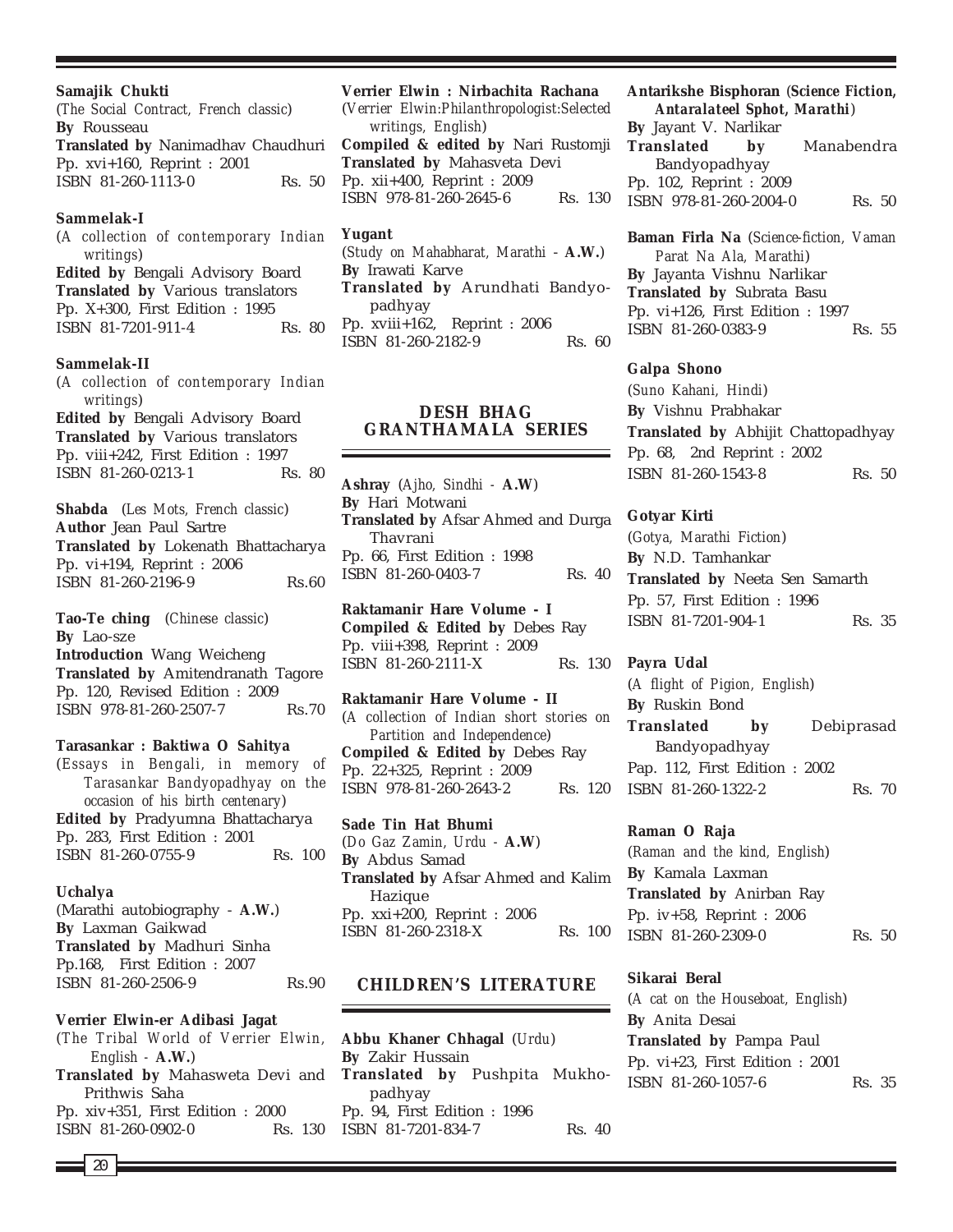**Samajik Chukti**
(*The Social Contract, French classic*)
**By** Rousseau
**Translated by** Nanimadhav Chaudhuri
Pp. xvi+160, Reprint : 2001
ISBN 81-260-1113-0 Rs. 50

**Sammelak-I**
(*A collection of contemporary Indian writings*)
**Edited by** Bengali Advisory Board
**Translated by** Various translators
Pp. X+300, First Edition : 1995
ISBN 81-7201-911-4 Rs. 80

**Sammelak-II**
(*A collection of contemporary Indian writings*)
**Edited by** Bengali Advisory Board
**Translated by** Various translators
Pp. viii+242, First Edition : 1997
ISBN 81-260-0213-1 Rs. 80

**Shabda** (*Les Mots, French classic*)
**Author** Jean Paul Sartre
**Translated by** Lokenath Bhattacharya
Pp. vi+194, Reprint : 2006
ISBN 81-260-2196-9 Rs.60

**Tao-Te ching** (*Chinese classic*)
**By** Lao-sze
**Introduction** Wang Weicheng
**Translated by** Amitendranath Tagore
Pp. 120, Revised Edition : 2009
ISBN 978-81-260-2507-7 Rs.70

**Tarasankar : Baktiwa O Sahitya**
(*Essays in Bengali, in memory of Tarasankar Bandyopadhyay on the occasion of his birth centenary*)
**Edited by** Pradyumna Bhattacharya
Pp. 283, First Edition : 2001
ISBN 81-260-0755-9 Rs. 100

**Uchalya**
(Marathi autobiography - **A.W.**)
**By** Laxman Gaikwad
**Translated by** Madhuri Sinha
Pp.168, First Edition : 2007
ISBN 81-260-2506-9 Rs.90

**Verrier Elwin-er Adibasi Jagat**
(*The Tribal World of Verrier Elwin, English* - **A.W.**)
**Translated by** Mahasweta Devi and Prithwis Saha
Pp. xiv+351, First Edition : 2000
ISBN 81-260-0902-0 Rs. 130

**Verrier Elwin : Nirbachita Rachana**
(*Verrier Elwin:Philanthropologist:Selected writings, English*)
**Compiled & edited by** Nari Rustomji
**Translated by** Mahasveta Devi
Pp. xii+400, Reprint : 2009
ISBN 978-81-260-2645-6 Rs. 130

**Yugant**
(*Study on Mahabharat, Marathi* - **A.W.**)
**By** Irawati Karve
**Translated by** Arundhati Bandyopadhyay
Pp. xviii+162, Reprint : 2006
ISBN 81-260-2182-9 Rs. 60

## DESH BHAG GRANTHAMALA SERIES

**Ashray** (*Ajho, Sindhi* - **A.W**)
**By** Hari Motwani
**Translated by** Afsar Ahmed and Durga Thavrani
Pp. 66, First Edition : 1998
ISBN 81-260-0403-7 Rs. 40

**Raktamanir Hare Volume - I**
**Compiled & Edited by** Debes Ray
Pp. viii+398, Reprint : 2009
ISBN 81-260-2111-X Rs. 130

**Raktamanir Hare Volume - II**
(*A collection of Indian short stories on Partition and Independence*)
**Compiled & Edited by** Debes Ray
Pp. 22+325, Reprint : 2009
ISBN 978-81-260-2643-2 Rs. 120

**Sade Tin Hat Bhumi**
(*Do Gaz Zamin, Urdu* - **A.W**)
**By** Abdus Samad
**Translated by** Afsar Ahmed and Kalim Hazique
Pp. xxi+200, Reprint : 2006
ISBN 81-260-2318-X Rs. 100

## CHILDREN'S LITERATURE

**Abbu Khaner Chhagal** (*Urdu*)
**By** Zakir Hussain
**Translated by** Pushpita Mukhopadhyay
Pp. 94, First Edition : 1996
ISBN 81-7201-834-7 Rs. 40

**Antarikshe Bisphoran** (**Science Fiction, *Antaralateel Sphot, Marathi***)
**By** Jayant V. Narlikar
**Translated by** Manabendra Bandyopadhyay
Pp. 102, Reprint : 2009
ISBN 978-81-260-2004-0 Rs. 50

**Baman Firla Na** (*Science-fiction, Vaman Parat Na Ala, Marathi*)
**By** Jayanta Vishnu Narlikar
**Translated by** Subrata Basu
Pp. vi+126, First Edition : 1997
ISBN 81-260-0383-9 Rs. 55

**Galpa Shono**
(*Suno Kahani, Hindi*)
**By** Vishnu Prabhakar
**Translated by** Abhijit Chattopadhyay
Pp. 68, 2nd Reprint : 2002
ISBN 81-260-1543-8 Rs. 50

**Gotyar Kirti**
(*Gotya, Marathi Fiction*)
**By** N.D. Tamhankar
**Translated by** Neeta Sen Samarth
Pp. 57, First Edition : 1996
ISBN 81-7201-904-1 Rs. 35

**Payra Udal**
(*A flight of Pigion, English*)
**By** Ruskin Bond
**Translated by** Debiprasad Bandyopadhyay
Pap. 112, First Edition : 2002
ISBN 81-260-1322-2 Rs. 70

**Raman O Raja**
(*Raman and the kind, English*)
**By** Kamala Laxman
**Translated by** Anirban Ray
Pp. iv+58, Reprint : 2006
ISBN 81-260-2309-0 Rs. 50

**Sikarai Beral**
(*A cat on the Houseboat, English*)
**By** Anita Desai
**Translated by** Pampa Paul
Pp. vi+23, First Edition : 2001
ISBN 81-260-1057-6 Rs. 35